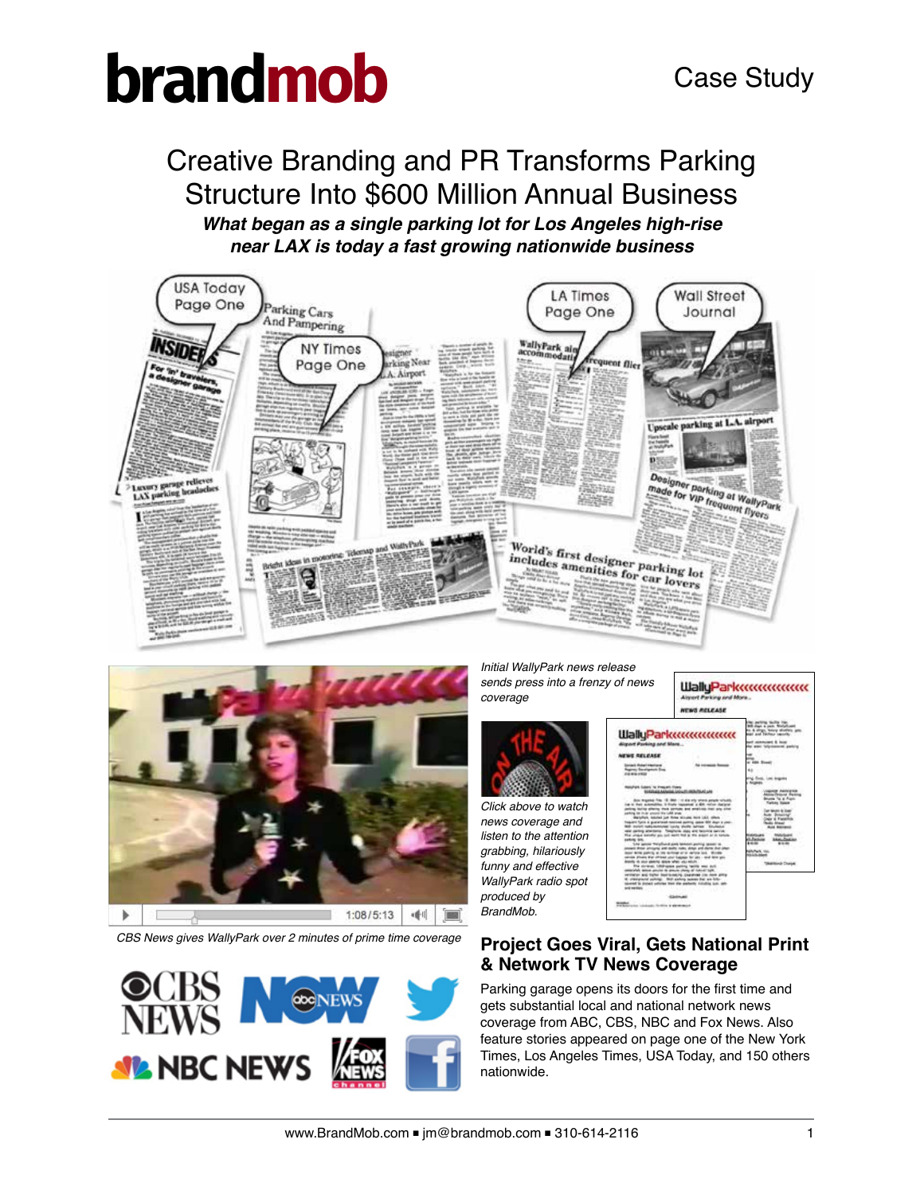# brandmob

Case Study

## Creative Branding and PR Transforms Parking Structure Into $600 Million Annual Business

***What began as a single parking lot for Los Angeles high-rise near LAX is today a fast growing nationwide business***

*Initial WallyPark news release sends press into a frenzy of news coverage*

*Click above to watch news coverage and listen to the attention grabbing, hilariously funny and effective WallyPark radio spot produced by BrandMob.*

*CBS News gives WallyPark over 2 minutes of prime time coverage*

## Project Goes Viral, Gets National Print & Network TV News Coverage

Parking garage opens its doors for the first time and gets substantial local and national network news coverage from ABC, CBS, NBC and Fox News. Also feature stories appeared on page one of the New York Times, Los Angeles Times, USA Today, and 150 others nationwide.

www.BrandMob.com ■ jm@brandmob.com ■ 310-614-2116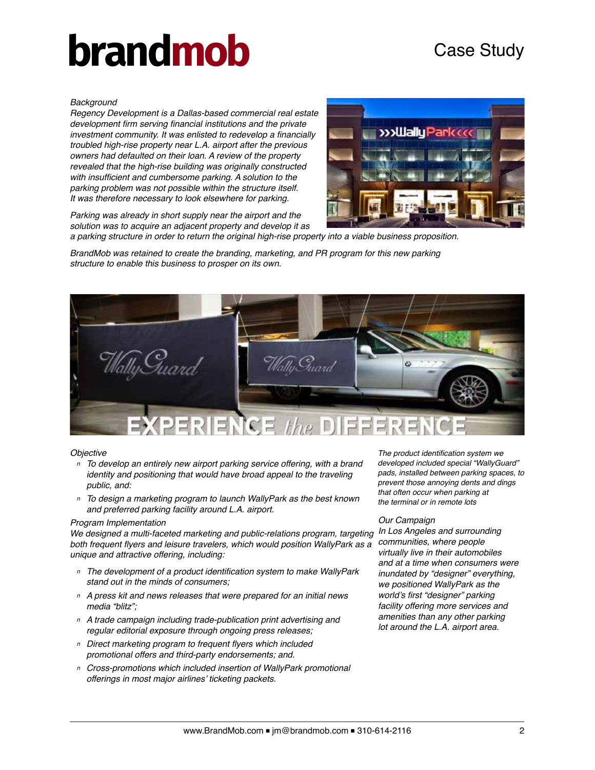# brandmob

## Case Study

*Background*

*Regency Development is a Dallas-based commercial real estate development firm serving financial institutions and the private investment community. It was enlisted to redevelop a financially troubled high-rise property near L.A. airport after the previous owners had defaulted on their loan. A review of the property revealed that the high-rise building was originally constructed with insufficient and cumbersome parking. A solution to the parking problem was not possible within the structure itself. It was therefore necessary to look elsewhere for parking.*

*Parking was already in short supply near the airport and the solution was to acquire an adjacent property and develop it as a parking structure in order to return the original high-rise property into a viable business proposition.*

*BrandMob was retained to create the branding, marketing, and PR program for this new parking structure to enable this business to prosper on its own.*

*Objective*

- *To develop an entirely new airport parking service offering, with a brand identity and positioning that would have broad appeal to the traveling public, and:*
- *To design a marketing program to launch WallyPark as the best known and preferred parking facility around L.A. airport.*

*Program Implementation*

*We designed a multi-faceted marketing and public-relations program, targeting both frequent flyers and leisure travelers, which would position WallyPark as a unique and attractive offering, including:*

- *The development of a product identification system to make WallyPark stand out in the minds of consumers;*
- *A press kit and news releases that were prepared for an initial news media "blitz";*
- *A trade campaign including trade-publication print advertising and regular editorial exposure through ongoing press releases;*
- *Direct marketing program to frequent flyers which included promotional offers and third-party endorsements; and.*
- *Cross-promotions which included insertion of WallyPark promotional offerings in most major airlines' ticketing packets.*

*The product identification system we developed included special "WallyGuard" pads, installed between parking spaces, to prevent those annoying dents and dings that often occur when parking at the terminal or in remote lots*

*Our Campaign*

*In Los Angeles and surrounding communities, where people virtually live in their automobiles and at a time when consumers were inundated by "designer" everything, we positioned WallyPark as the world's first "designer" parking facility offering more services and amenities than any other parking lot around the L.A. airport area.*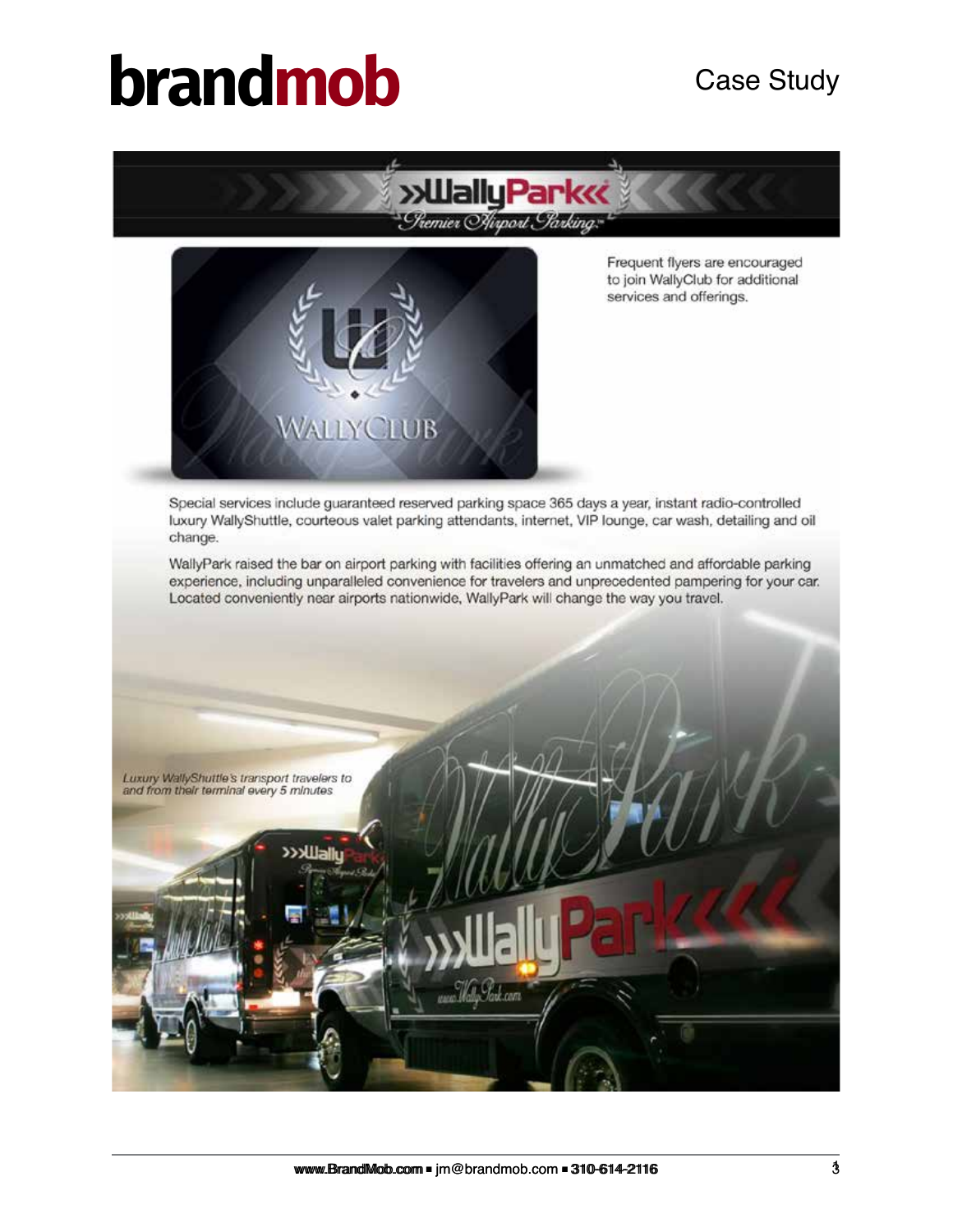Frequent flyers are encouraged to join WallyClub for additional services and offerings.

Special services include guaranteed reserved parking space 365 days a year, instant radio-controlled luxury WallyShuttle, courteous valet parking attendants, internet, VIP lounge, car wash, detailing and oil change.

WallyPark raised the bar on airport parking with facilities offering an unmatched and affordable parking experience, including unparalleled convenience for travelers and unprecedented pampering for your car. Located conveniently near airports nationwide, WallyPark will change the way you travel.

*Luxury WallyShuttle's transport travelers to and from their terminal every 5 minutes*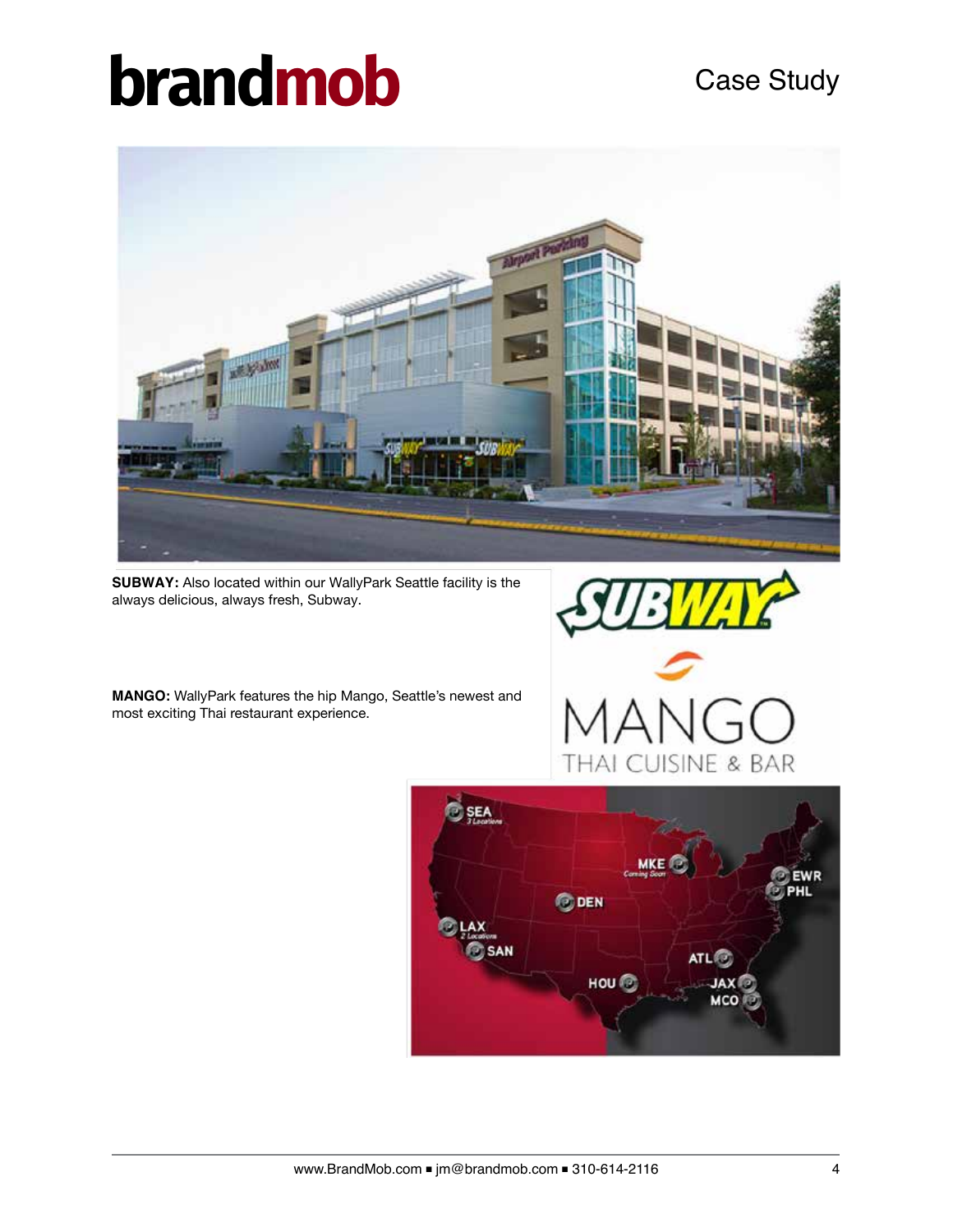**SUBWAY:** Also located within our WallyPark Seattle facility is the always delicious, always fresh, Subway.

**MANGO:** WallyPark features the hip Mango, Seattle's newest and most exciting Thai restaurant experience.